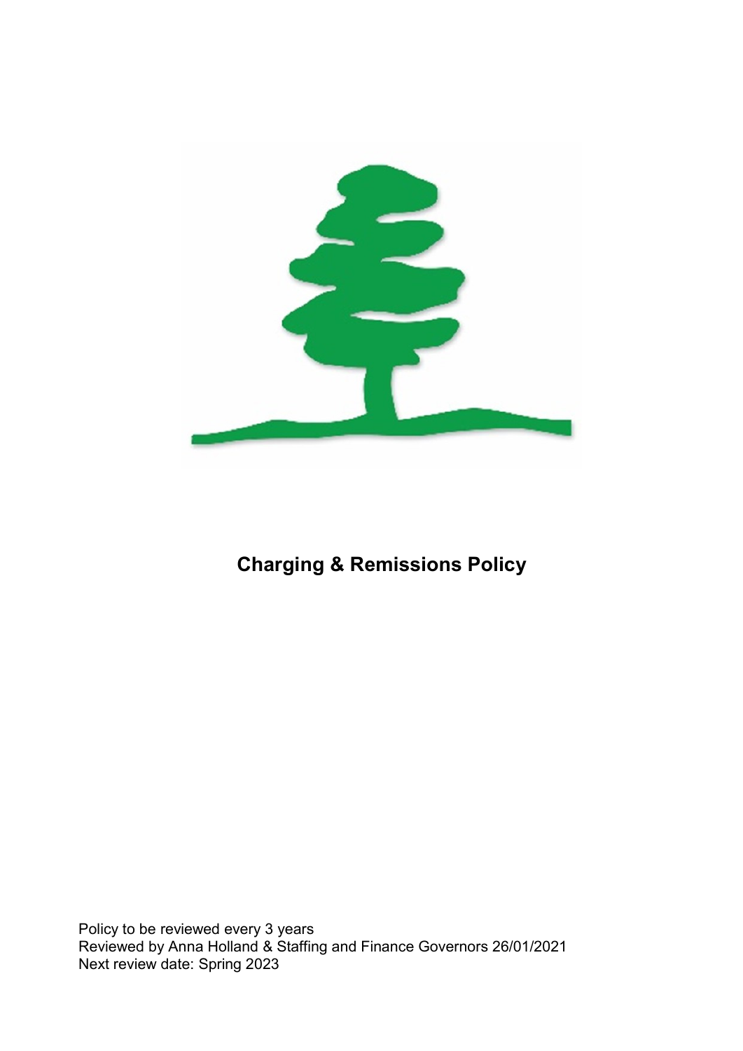# Charging & Remissions Policy

Policy to be reviewed every 3 years
Reviewed by Anna Holland & Staffing and Finance Governors 26/01/2021
Next review date: Spring 2023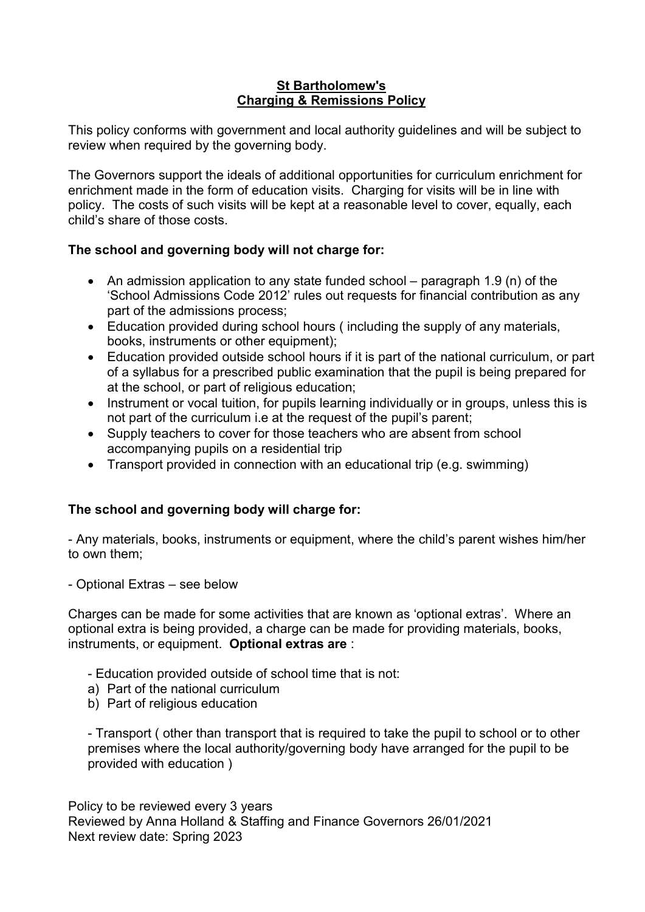**St Bartholomew's**
**Charging & Remissions Policy**

This policy conforms with government and local authority guidelines and will be subject to review when required by the governing body.

The Governors support the ideals of additional opportunities for curriculum enrichment for enrichment made in the form of education visits. Charging for visits will be in line with policy. The costs of such visits will be kept at a reasonable level to cover, equally, each child's share of those costs.

**The school and governing body will not charge for:**

- An admission application to any state funded school – paragraph 1.9 (n) of the 'School Admissions Code 2012' rules out requests for financial contribution as any part of the admissions process;
- Education provided during school hours ( including the supply of any materials, books, instruments or other equipment);
- Education provided outside school hours if it is part of the national curriculum, or part of a syllabus for a prescribed public examination that the pupil is being prepared for at the school, or part of religious education;
- Instrument or vocal tuition, for pupils learning individually or in groups, unless this is not part of the curriculum i.e at the request of the pupil's parent;
- Supply teachers to cover for those teachers who are absent from school accompanying pupils on a residential trip
- Transport provided in connection with an educational trip (e.g. swimming)

**The school and governing body will charge for:**

- Any materials, books, instruments or equipment, where the child's parent wishes him/her to own them;

- Optional Extras – see below

Charges can be made for some activities that are known as 'optional extras'. Where an optional extra is being provided, a charge can be made for providing materials, books, instruments, or equipment. **Optional extras are** :

- Education provided outside of school time that is not:
a) Part of the national curriculum
b) Part of religious education

- Transport ( other than transport that is required to take the pupil to school or to other premises where the local authority/governing body have arranged for the pupil to be provided with education )

Policy to be reviewed every 3 years
Reviewed by Anna Holland & Staffing and Finance Governors 26/01/2021
Next review date: Spring 2023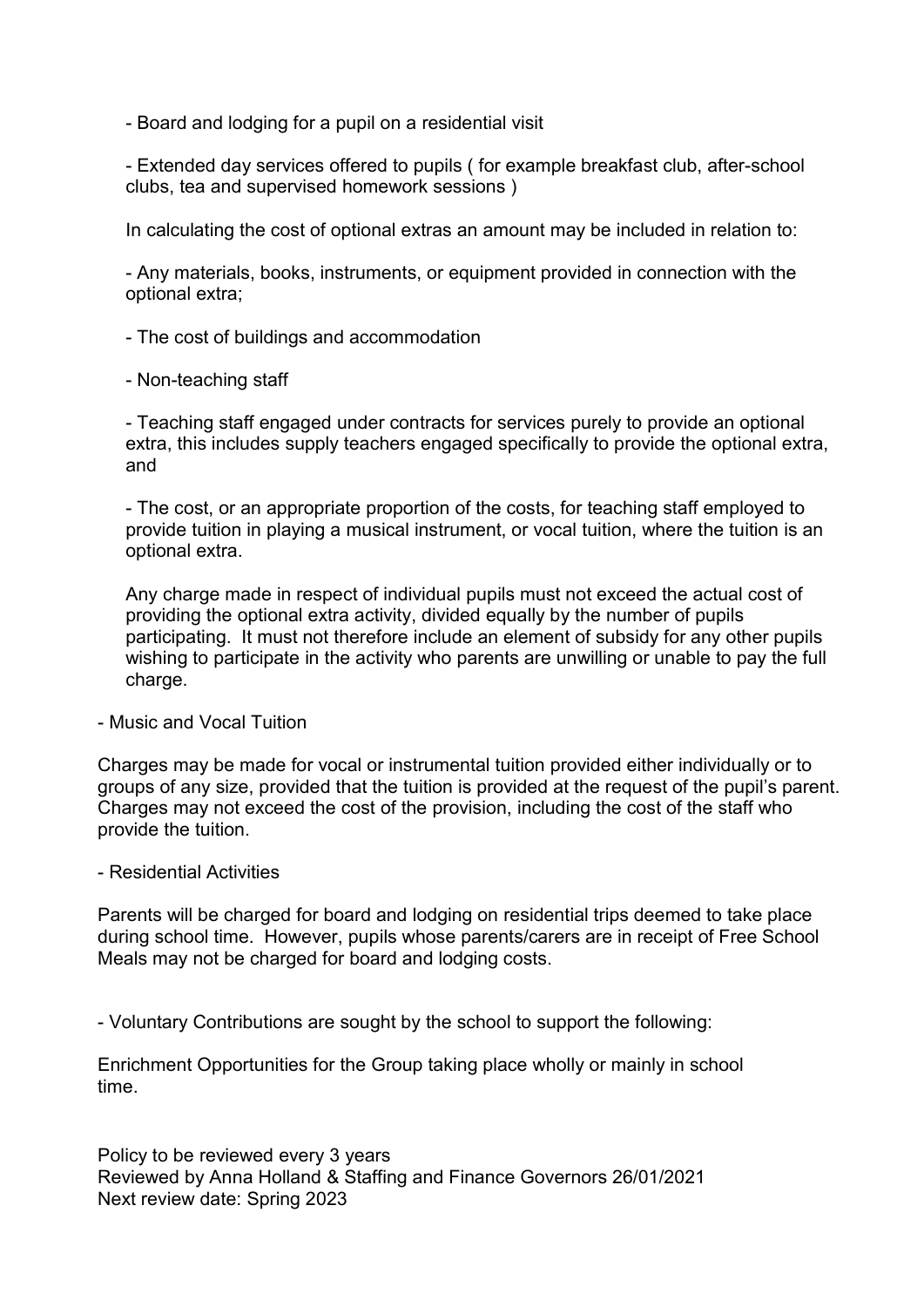- Board and lodging for a pupil on a residential visit

- Extended day services offered to pupils ( for example breakfast club, after-school clubs, tea and supervised homework sessions )

In calculating the cost of optional extras an amount may be included in relation to:

- Any materials, books, instruments, or equipment provided in connection with the optional extra;

- The cost of buildings and accommodation

- Non-teaching staff

- Teaching staff engaged under contracts for services purely to provide an optional extra, this includes supply teachers engaged specifically to provide the optional extra, and

- The cost, or an appropriate proportion of the costs, for teaching staff employed to provide tuition in playing a musical instrument, or vocal tuition, where the tuition is an optional extra.

Any charge made in respect of individual pupils must not exceed the actual cost of providing the optional extra activity, divided equally by the number of pupils participating. It must not therefore include an element of subsidy for any other pupils wishing to participate in the activity who parents are unwilling or unable to pay the full charge.

- Music and Vocal Tuition

Charges may be made for vocal or instrumental tuition provided either individually or to groups of any size, provided that the tuition is provided at the request of the pupil's parent. Charges may not exceed the cost of the provision, including the cost of the staff who provide the tuition.

- Residential Activities

Parents will be charged for board and lodging on residential trips deemed to take place during school time. However, pupils whose parents/carers are in receipt of Free School Meals may not be charged for board and lodging costs.

- Voluntary Contributions are sought by the school to support the following:

Enrichment Opportunities for the Group taking place wholly or mainly in school time.

Policy to be reviewed every 3 years
Reviewed by Anna Holland & Staffing and Finance Governors 26/01/2021
Next review date: Spring 2023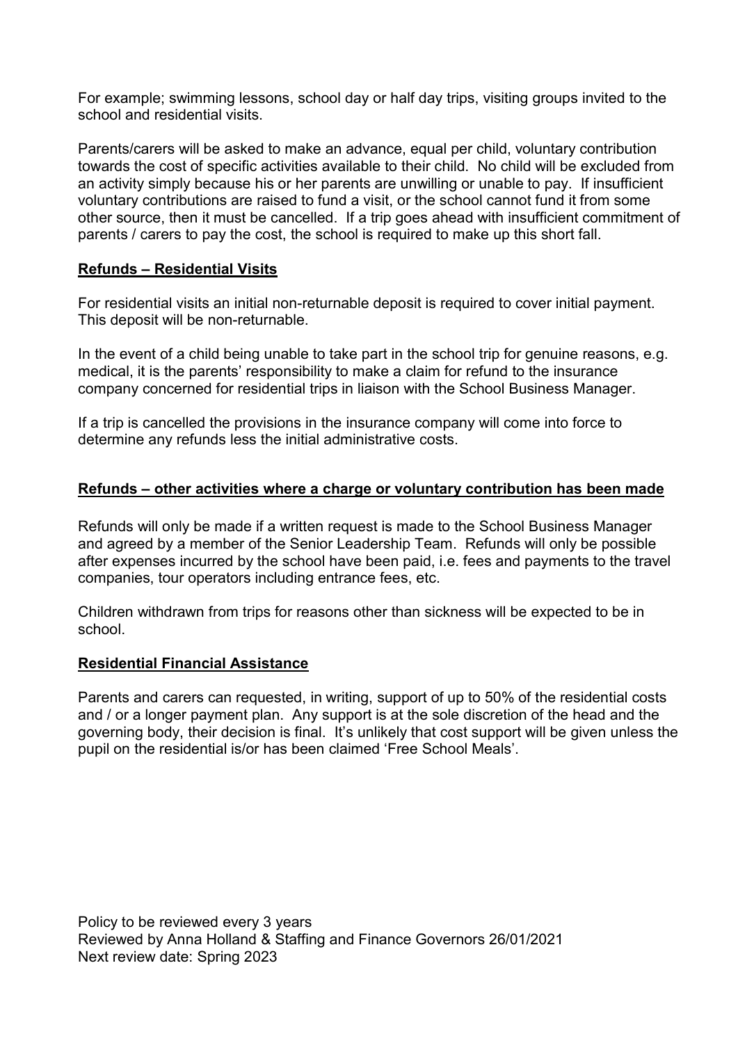For example; swimming lessons, school day or half day trips, visiting groups invited to the school and residential visits.

Parents/carers will be asked to make an advance, equal per child, voluntary contribution towards the cost of specific activities available to their child. No child will be excluded from an activity simply because his or her parents are unwilling or unable to pay. If insufficient voluntary contributions are raised to fund a visit, or the school cannot fund it from some other source, then it must be cancelled. If a trip goes ahead with insufficient commitment of parents / carers to pay the cost, the school is required to make up this short fall.

**Refunds – Residential Visits**

For residential visits an initial non-returnable deposit is required to cover initial payment. This deposit will be non-returnable.

In the event of a child being unable to take part in the school trip for genuine reasons, e.g. medical, it is the parents' responsibility to make a claim for refund to the insurance company concerned for residential trips in liaison with the School Business Manager.

If a trip is cancelled the provisions in the insurance company will come into force to determine any refunds less the initial administrative costs.

**Refunds – other activities where a charge or voluntary contribution has been made**

Refunds will only be made if a written request is made to the School Business Manager and agreed by a member of the Senior Leadership Team. Refunds will only be possible after expenses incurred by the school have been paid, i.e. fees and payments to the travel companies, tour operators including entrance fees, etc.

Children withdrawn from trips for reasons other than sickness will be expected to be in school.

**Residential Financial Assistance**

Parents and carers can requested, in writing, support of up to 50% of the residential costs and / or a longer payment plan. Any support is at the sole discretion of the head and the governing body, their decision is final. It's unlikely that cost support will be given unless the pupil on the residential is/or has been claimed 'Free School Meals'.

Policy to be reviewed every 3 years
Reviewed by Anna Holland & Staffing and Finance Governors 26/01/2021
Next review date: Spring 2023